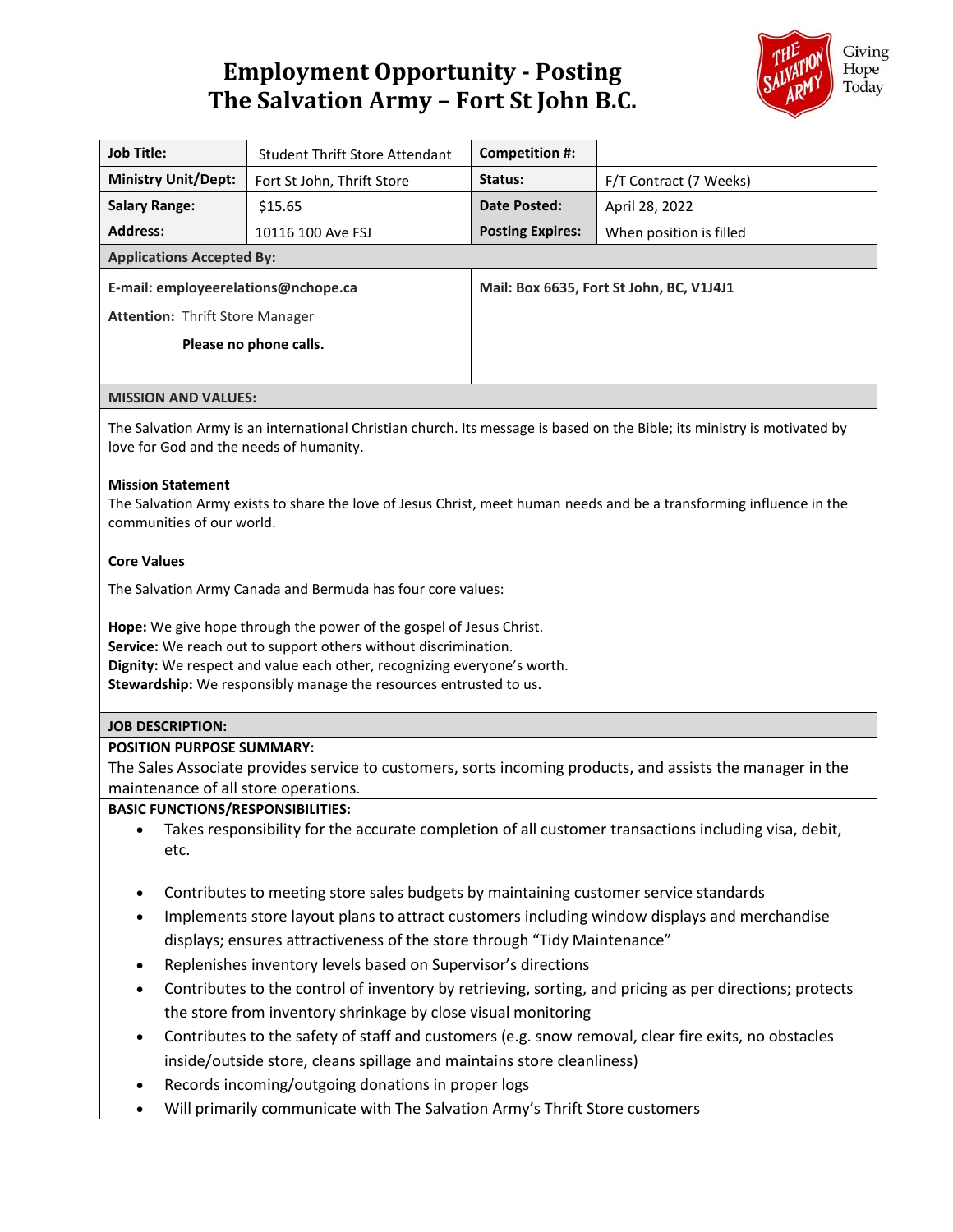# Employment Opportunity - Posting
# The Salvation Army – Fort St John B.C.

Giving Hope Today

| **Job Title:** | Student Thrift Store Attendant | **Competition #:** | |
|---|---|---|---|
| **Ministry Unit/Dept:** | Fort St John, Thrift Store | **Status:** | F/T Contract (7 Weeks) |
| **Salary Range:** | $15.65 | **Date Posted:** | April 28, 2022 |
| **Address:** | 10116 100 Ave FSJ | **Posting Expires:** | When position is filled |

**Applications Accepted By:**

**E-mail: employeerelations@nchope.ca**

**Attention:** Thrift Store Manager

**Please no phone calls.**

**Mail: Box 6635, Fort St John, BC, V1J4J1**

**MISSION AND VALUES:**

The Salvation Army is an international Christian church. Its message is based on the Bible; its ministry is motivated by love for God and the needs of humanity.

**Mission Statement**
The Salvation Army exists to share the love of Jesus Christ, meet human needs and be a transforming influence in the communities of our world.

**Core Values**

The Salvation Army Canada and Bermuda has four core values:

**Hope:** We give hope through the power of the gospel of Jesus Christ.
**Service:** We reach out to support others without discrimination.
**Dignity:** We respect and value each other, recognizing everyone's worth.
**Stewardship:** We responsibly manage the resources entrusted to us.

**JOB DESCRIPTION:**

**POSITION PURPOSE SUMMARY:**
The Sales Associate provides service to customers, sorts incoming products, and assists the manager in the maintenance of all store operations.

**BASIC FUNCTIONS/RESPONSIBILITIES:**

- Takes responsibility for the accurate completion of all customer transactions including visa, debit, etc.
- Contributes to meeting store sales budgets by maintaining customer service standards
- Implements store layout plans to attract customers including window displays and merchandise displays; ensures attractiveness of the store through "Tidy Maintenance"
- Replenishes inventory levels based on Supervisor's directions
- Contributes to the control of inventory by retrieving, sorting, and pricing as per directions; protects the store from inventory shrinkage by close visual monitoring
- Contributes to the safety of staff and customers (e.g. snow removal, clear fire exits, no obstacles inside/outside store, cleans spillage and maintains store cleanliness)
- Records incoming/outgoing donations in proper logs
- Will primarily communicate with The Salvation Army's Thrift Store customers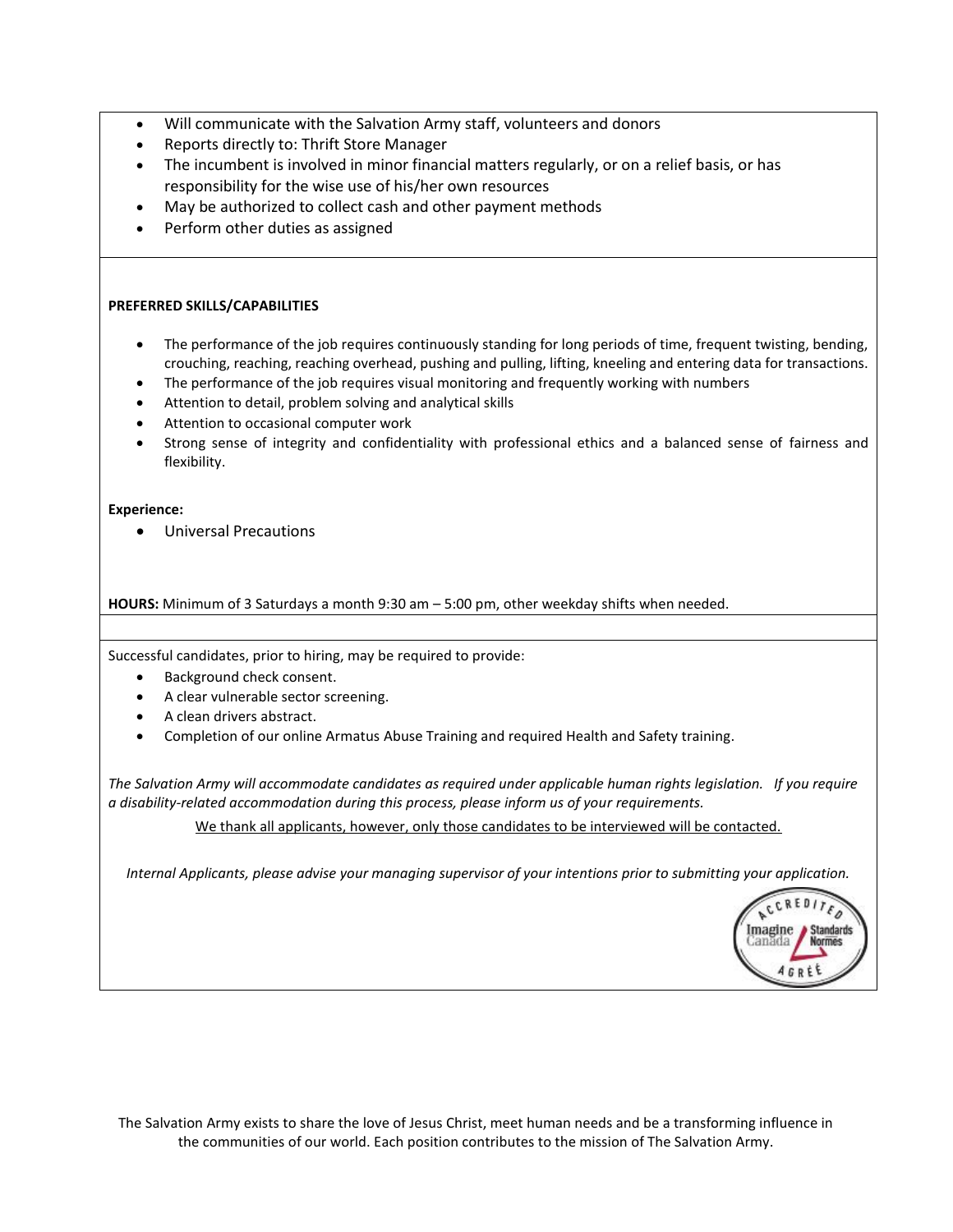- Will communicate with the Salvation Army staff, volunteers and donors
- Reports directly to: Thrift Store Manager
- The incumbent is involved in minor financial matters regularly, or on a relief basis, or has responsibility for the wise use of his/her own resources
- May be authorized to collect cash and other payment methods
- Perform other duties as assigned

**PREFERRED SKILLS/CAPABILITIES**

- The performance of the job requires continuously standing for long periods of time, frequent twisting, bending, crouching, reaching, reaching overhead, pushing and pulling, lifting, kneeling and entering data for transactions.
- The performance of the job requires visual monitoring and frequently working with numbers
- Attention to detail, problem solving and analytical skills
- Attention to occasional computer work
- Strong sense of integrity and confidentiality with professional ethics and a balanced sense of fairness and flexibility.

**Experience:**

- Universal Precautions

**HOURS:** Minimum of 3 Saturdays a month 9:30 am – 5:00 pm, other weekday shifts when needed.

Successful candidates, prior to hiring, may be required to provide:

- Background check consent.
- A clear vulnerable sector screening.
- A clean drivers abstract.
- Completion of our online Armatus Abuse Training and required Health and Safety training.

*The Salvation Army will accommodate candidates as required under applicable human rights legislation. If you require a disability-related accommodation during this process, please inform us of your requirements.*

<u>We thank all applicants, however, only those candidates to be interviewed will be contacted.</u>

*Internal Applicants, please advise your managing supervisor of your intentions prior to submitting your application.*

ACCREDITED Imagine Canada Standards Normes AGRÉÉ

The Salvation Army exists to share the love of Jesus Christ, meet human needs and be a transforming influence in the communities of our world. Each position contributes to the mission of The Salvation Army.